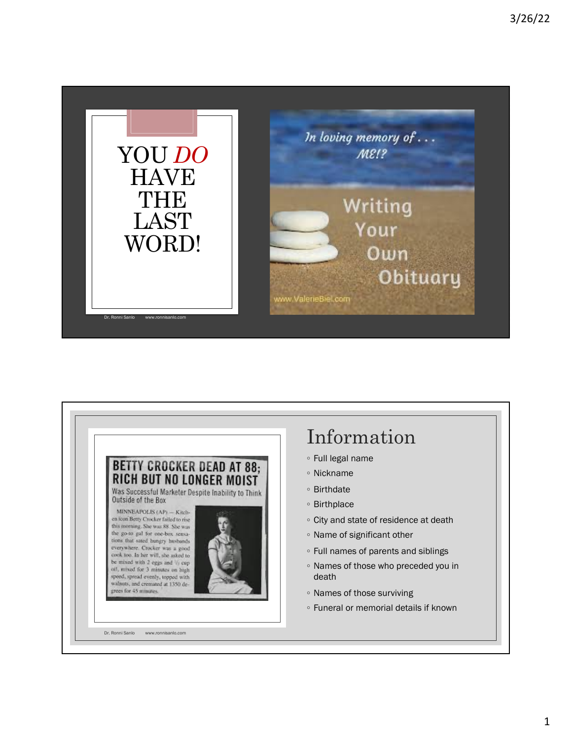# YOU *DO* HAVE THE LAST WORD!

In loving memory of . . . ME!?

Writing Your Own Obituary

www.ValerieBiel.com

Dr. Ronni Sanlo www.ronnisanlo.com

---

**BETTY CROCKER DEAD AT 88; RICH BUT NO LONGER MOIST**

Was Successful Marketer Despite Inability to Think Outside of the Box

MINNEAPOLIS (AP) — Kitchen icon Betty Crocker failed to rise this morning. She was 88. She was the go-to gal for one-box sensations that sated hungry husbands everywhere. Crocker was a good cook too. In her will, she asked to be mixed with 2 eggs and ⅓ cup oil, mixed for 3 minutes on high speed, spread evenly, topped with walnuts, and cremated at 1350 degrees for 45 minutes.

## Information

- Full legal name
- Nickname
- Birthdate
- Birthplace
- City and state of residence at death
- Name of significant other
- Full names of parents and siblings
- Names of those who preceded you in death
- Names of those surviving
- Funeral or memorial details if known

Dr. Ronni Sanlo www.ronnisanlo.com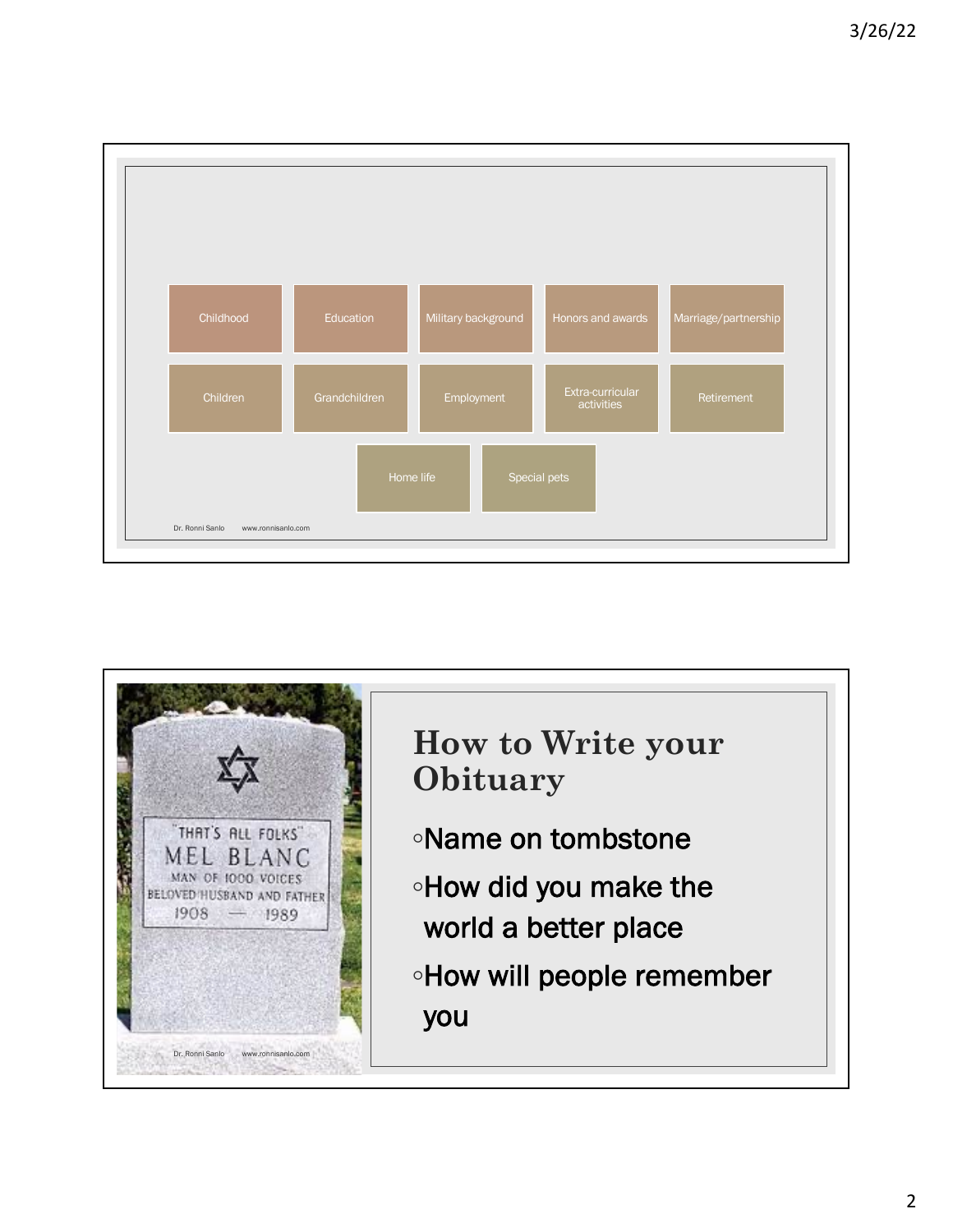- Childhood
- Education
- Military background
- Honors and awards
- Marriage/partnership
- Children
- Grandchildren
- Employment
- Extra-curricular activities
- Retirement
- Home life
- Special pets

Dr. Ronni Sanlo www.ronnisanlo.com

"THAT'S ALL FOLKS"
MEL BLANC
MAN OF 1000 VOICES
BELOVED HUSBAND AND FATHER
1908 — 1989

## How to Write your Obituary

- Name on tombstone
- How did you make the world a better place
- How will people remember you

Dr. Ronni Sanlo www.ronnisanlo.com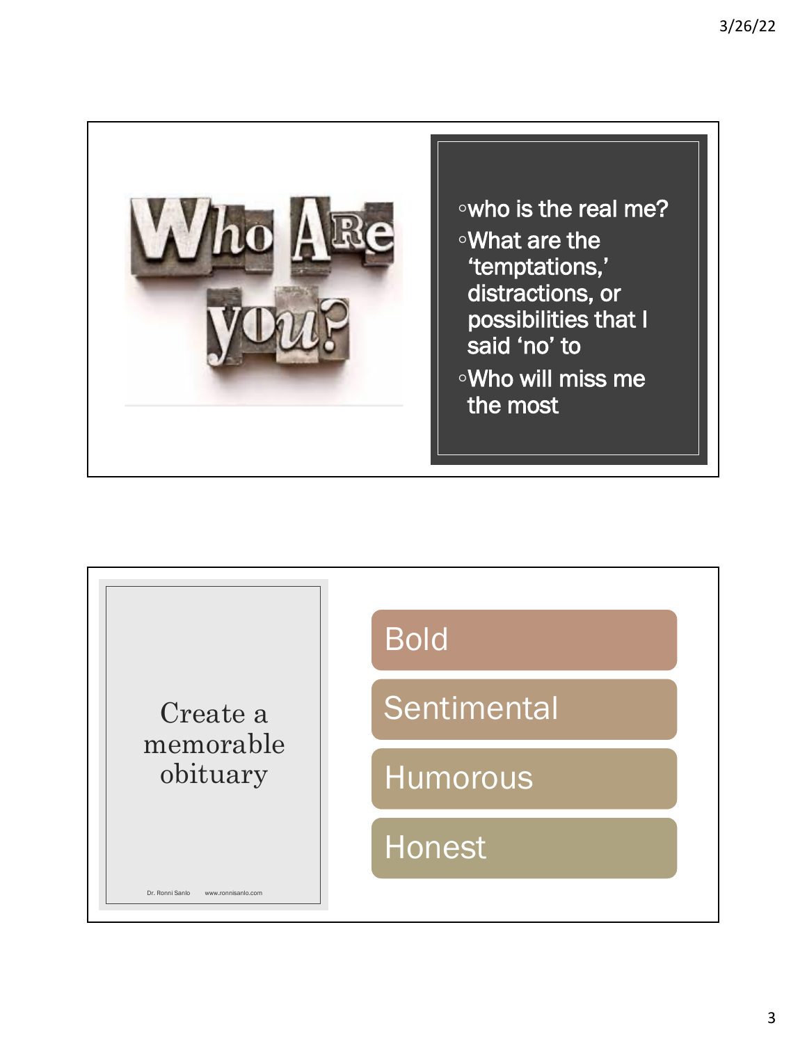Who Are you?

- who is the real me?
- What are the ‘temptations,’ distractions, or possibilities that I said ‘no’ to
- Who will miss me the most

---

Create a memorable obituary

Dr. Ronni Sanlo www.ronnisanlo.com

- Bold
- Sentimental
- Humorous
- Honest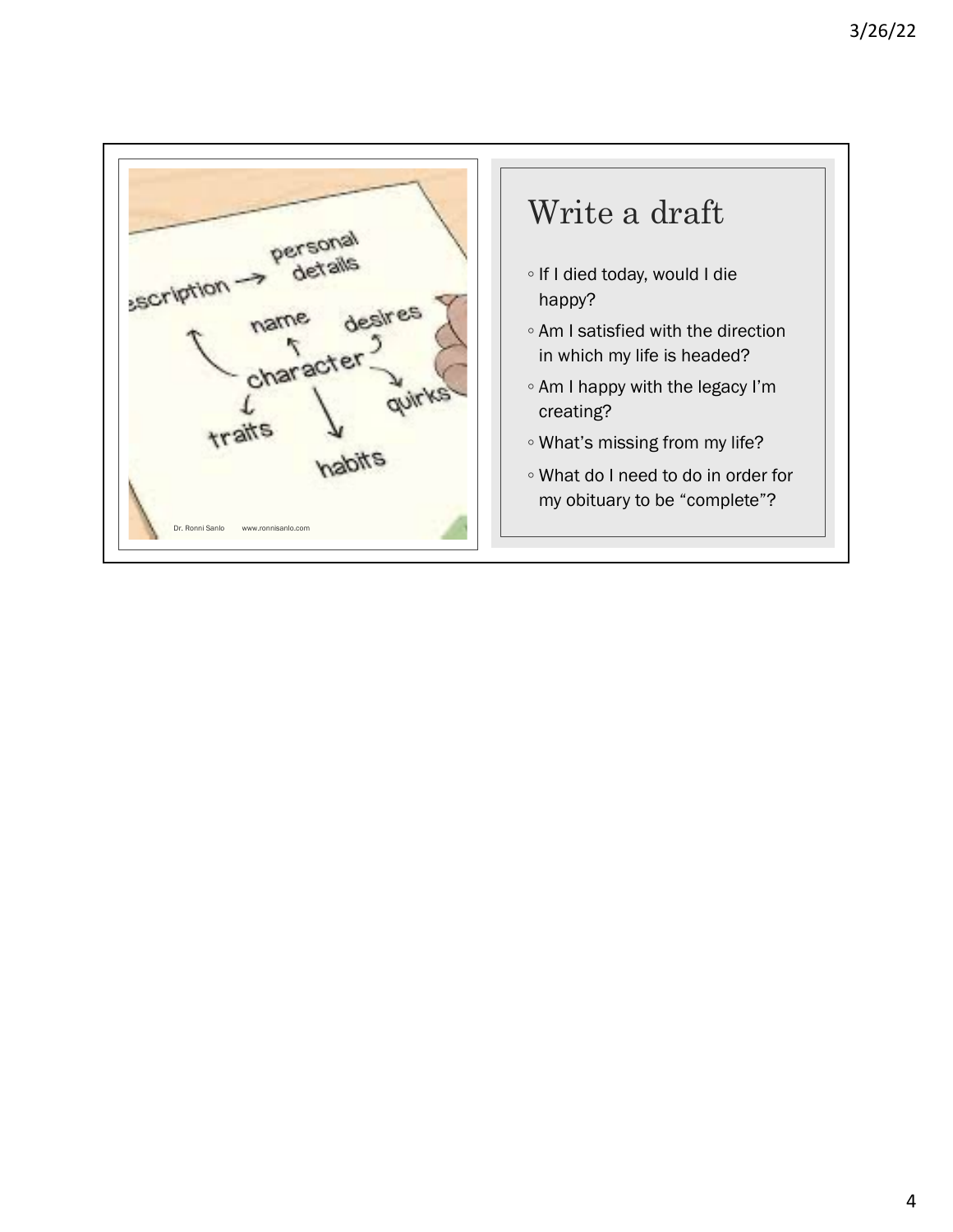## Write a draft

- If I died today, would I die happy?
- Am I satisfied with the direction in which my life is headed?
- Am I happy with the legacy I'm creating?
- What's missing from my life?
- What do I need to do in order for my obituary to be "complete"?